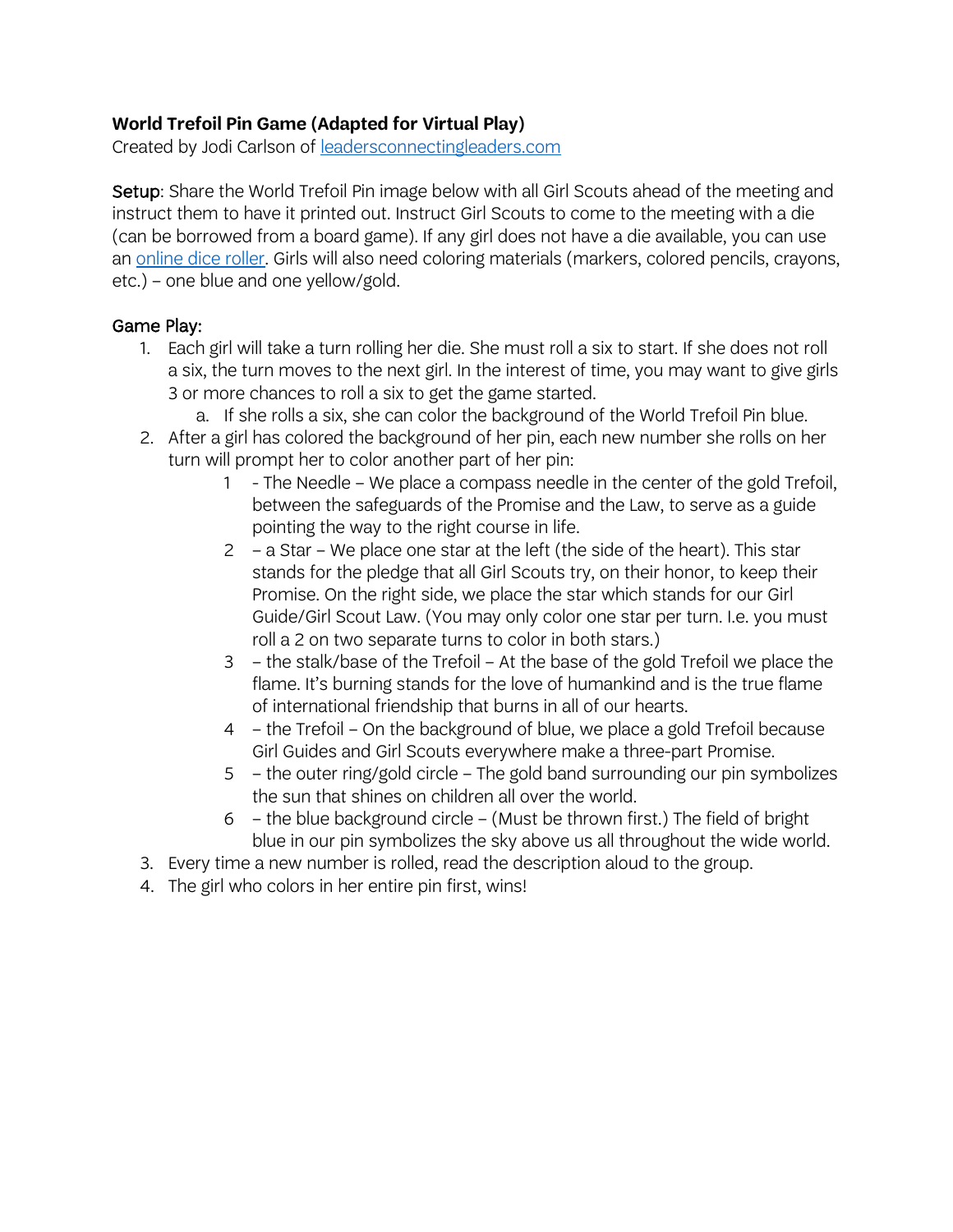**World Trefoil Pin Game (Adapted for Virtual Play)**
Created by Jodi Carlson of [leadersconnectingleaders.com](leadersconnectingleaders.com)

**Setup**: Share the World Trefoil Pin image below with all Girl Scouts ahead of the meeting and instruct them to have it printed out. Instruct Girl Scouts to come to the meeting with a die (can be borrowed from a board game). If any girl does not have a die available, you can use an online dice roller. Girls will also need coloring materials (markers, colored pencils, crayons, etc.) – one blue and one yellow/gold.

Game Play:

1. Each girl will take a turn rolling her die. She must roll a six to start. If she does not roll a six, the turn moves to the next girl. In the interest of time, you may want to give girls 3 or more chances to roll a six to get the game started.
   a. If she rolls a six, she can color the background of the World Trefoil Pin blue.
2. After a girl has colored the background of her pin, each new number she rolls on her turn will prompt her to color another part of her pin:
   1 - The Needle – We place a compass needle in the center of the gold Trefoil, between the safeguards of the Promise and the Law, to serve as a guide pointing the way to the right course in life.
   2 – a Star – We place one star at the left (the side of the heart). This star stands for the pledge that all Girl Scouts try, on their honor, to keep their Promise. On the right side, we place the star which stands for our Girl Guide/Girl Scout Law. (You may only color one star per turn. I.e. you must roll a 2 on two separate turns to color in both stars.)
   3 – the stalk/base of the Trefoil – At the base of the gold Trefoil we place the flame. It's burning stands for the love of humankind and is the true flame of international friendship that burns in all of our hearts.
   4 – the Trefoil – On the background of blue, we place a gold Trefoil because Girl Guides and Girl Scouts everywhere make a three-part Promise.
   5 – the outer ring/gold circle – The gold band surrounding our pin symbolizes the sun that shines on children all over the world.
   6 – the blue background circle – (Must be thrown first.) The field of bright blue in our pin symbolizes the sky above us all throughout the wide world.
3. Every time a new number is rolled, read the description aloud to the group.
4. The girl who colors in her entire pin first, wins!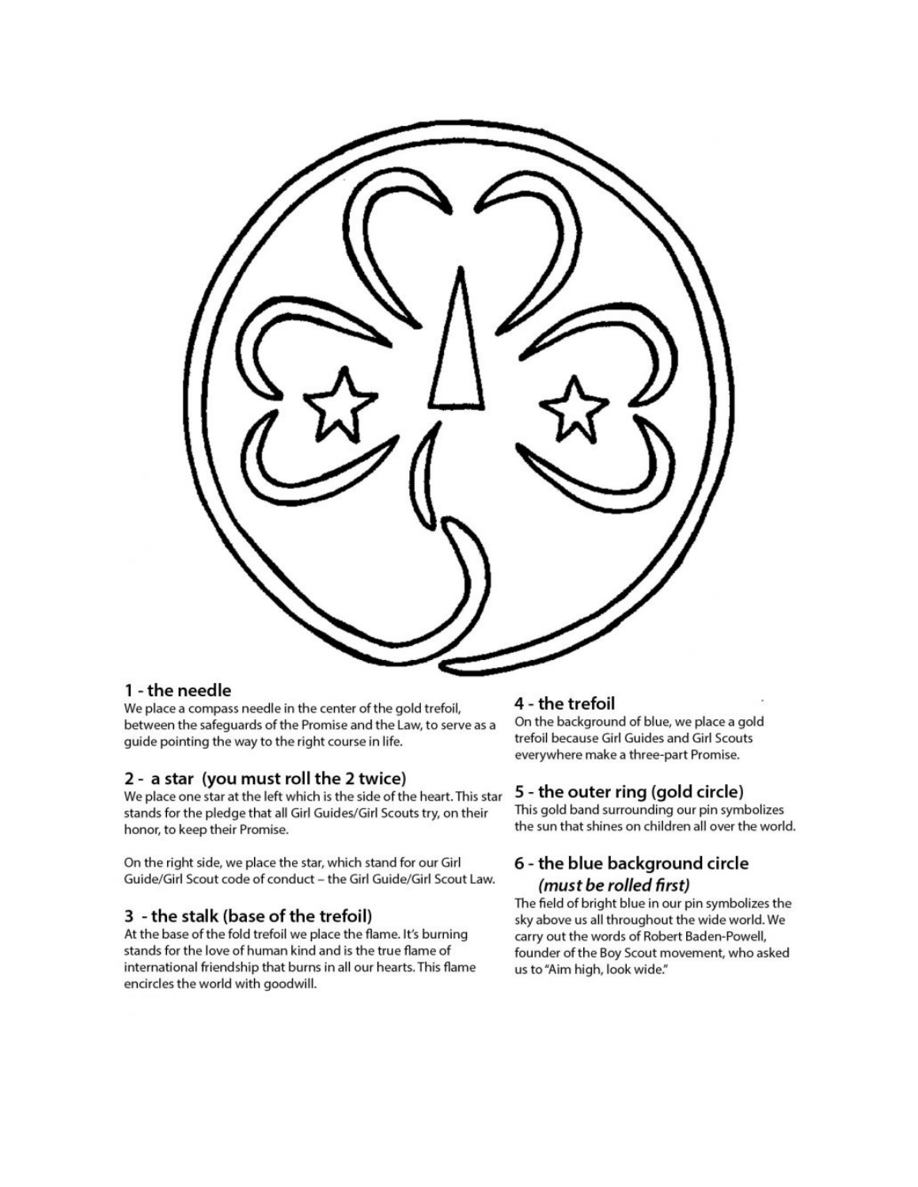## 1 - the needle

We place a compass needle in the center of the gold trefoil, between the safeguards of the Promise and the Law, to serve as a guide pointing the way to the right course in life.

## 2 - a star (you must roll the 2 twice)

We place one star at the left which is the side of the heart. This star stands for the pledge that all Girl Guides/Girl Scouts try, on their honor, to keep their Promise.

On the right side, we place the star, which stand for our Girl Guide/Girl Scout code of conduct – the Girl Guide/Girl Scout Law.

## 3 - the stalk (base of the trefoil)

At the base of the fold trefoil we place the flame. It's burning stands for the love of human kind and is the true flame of international friendship that burns in all our hearts. This flame encircles the world with goodwill.

## 4 - the trefoil

On the background of blue, we place a gold trefoil because Girl Guides and Girl Scouts everywhere make a three-part Promise.

## 5 - the outer ring (gold circle)

This gold band surrounding our pin symbolizes the sun that shines on children all over the world.

## 6 - the blue background circle *(must be rolled first)*

The field of bright blue in our pin symbolizes the sky above us all throughout the wide world. We carry out the words of Robert Baden-Powell, founder of the Boy Scout movement, who asked us to "Aim high, look wide."